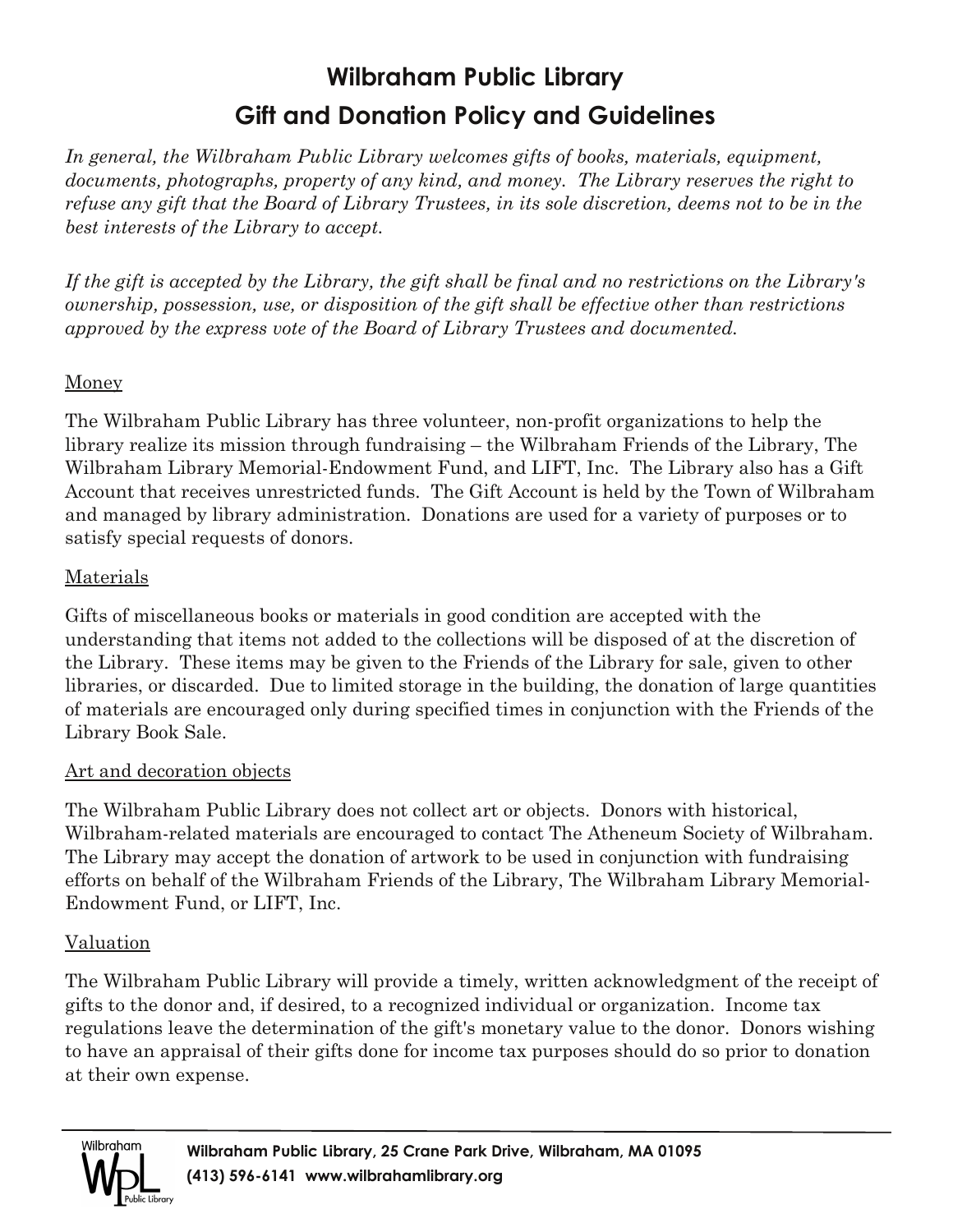# Wilbraham Public Library
# Gift and Donation Policy and Guidelines

*In general, the Wilbraham Public Library welcomes gifts of books, materials, equipment, documents, photographs, property of any kind, and money. The Library reserves the right to refuse any gift that the Board of Library Trustees, in its sole discretion, deems not to be in the best interests of the Library to accept.*

*If the gift is accepted by the Library, the gift shall be final and no restrictions on the Library's ownership, possession, use, or disposition of the gift shall be effective other than restrictions approved by the express vote of the Board of Library Trustees and documented.*

## Money

The Wilbraham Public Library has three volunteer, non-profit organizations to help the library realize its mission through fundraising – the Wilbraham Friends of the Library, The Wilbraham Library Memorial-Endowment Fund, and LIFT, Inc. The Library also has a Gift Account that receives unrestricted funds. The Gift Account is held by the Town of Wilbraham and managed by library administration. Donations are used for a variety of purposes or to satisfy special requests of donors.

## Materials

Gifts of miscellaneous books or materials in good condition are accepted with the understanding that items not added to the collections will be disposed of at the discretion of the Library. These items may be given to the Friends of the Library for sale, given to other libraries, or discarded. Due to limited storage in the building, the donation of large quantities of materials are encouraged only during specified times in conjunction with the Friends of the Library Book Sale.

## Art and decoration objects

The Wilbraham Public Library does not collect art or objects. Donors with historical, Wilbraham-related materials are encouraged to contact The Atheneum Society of Wilbraham. The Library may accept the donation of artwork to be used in conjunction with fundraising efforts on behalf of the Wilbraham Friends of the Library, The Wilbraham Library Memorial-Endowment Fund, or LIFT, Inc.

## Valuation

The Wilbraham Public Library will provide a timely, written acknowledgment of the receipt of gifts to the donor and, if desired, to a recognized individual or organization. Income tax regulations leave the determination of the gift's monetary value to the donor. Donors wishing to have an appraisal of their gifts done for income tax purposes should do so prior to donation at their own expense.

**Wilbraham Public Library, 25 Crane Park Drive, Wilbraham, MA 01095**
**(413) 596-6141 www.wilbrahamlibrary.org**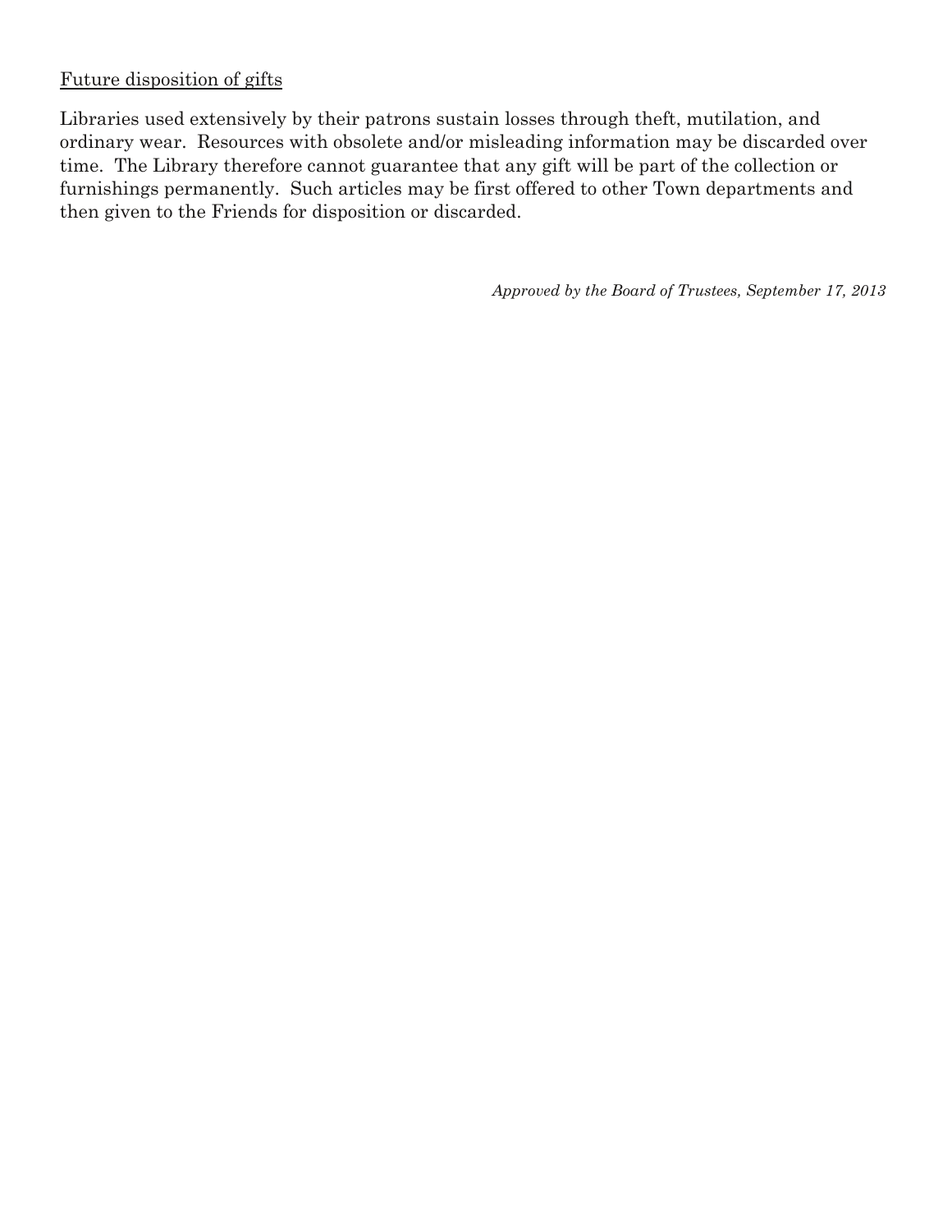<u>Future disposition of gifts</u>

Libraries used extensively by their patrons sustain losses through theft, mutilation, and ordinary wear. Resources with obsolete and/or misleading information may be discarded over time. The Library therefore cannot guarantee that any gift will be part of the collection or furnishings permanently. Such articles may be first offered to other Town departments and then given to the Friends for disposition or discarded.

*Approved by the Board of Trustees, September 17, 2013*